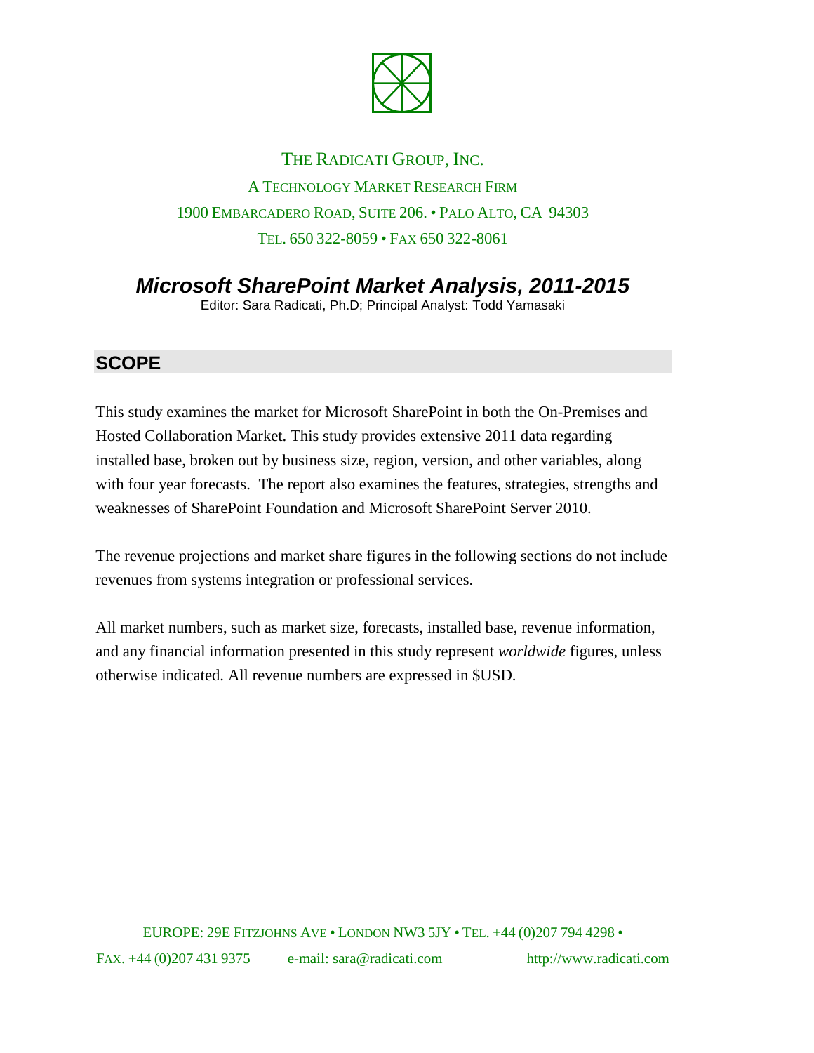THE RADICATI GROUP, INC.

A TECHNOLOGY MARKET RESEARCH FIRM

1900 EMBARCADERO ROAD, SUITE 206. • PALO ALTO, CA 94303

TEL. 650 322-8059 • FAX 650 322-8061

# *Microsoft SharePoint Market Analysis, 2011-2015*

Editor: Sara Radicati, Ph.D; Principal Analyst: Todd Yamasaki

## SCOPE

This study examines the market for Microsoft SharePoint in both the On-Premises and Hosted Collaboration Market. This study provides extensive 2011 data regarding installed base, broken out by business size, region, version, and other variables, along with four year forecasts. The report also examines the features, strategies, strengths and weaknesses of SharePoint Foundation and Microsoft SharePoint Server 2010.

The revenue projections and market share figures in the following sections do not include revenues from systems integration or professional services.

All market numbers, such as market size, forecasts, installed base, revenue information, and any financial information presented in this study represent *worldwide* figures, unless otherwise indicated. All revenue numbers are expressed in $USD.

EUROPE: 29E FITZJOHNS AVE • LONDON NW3 5JY • TEL. +44 (0)207 794 4298 • FAX. +44 (0)207 431 9375 e-mail: sara@radicati.com http://www.radicati.com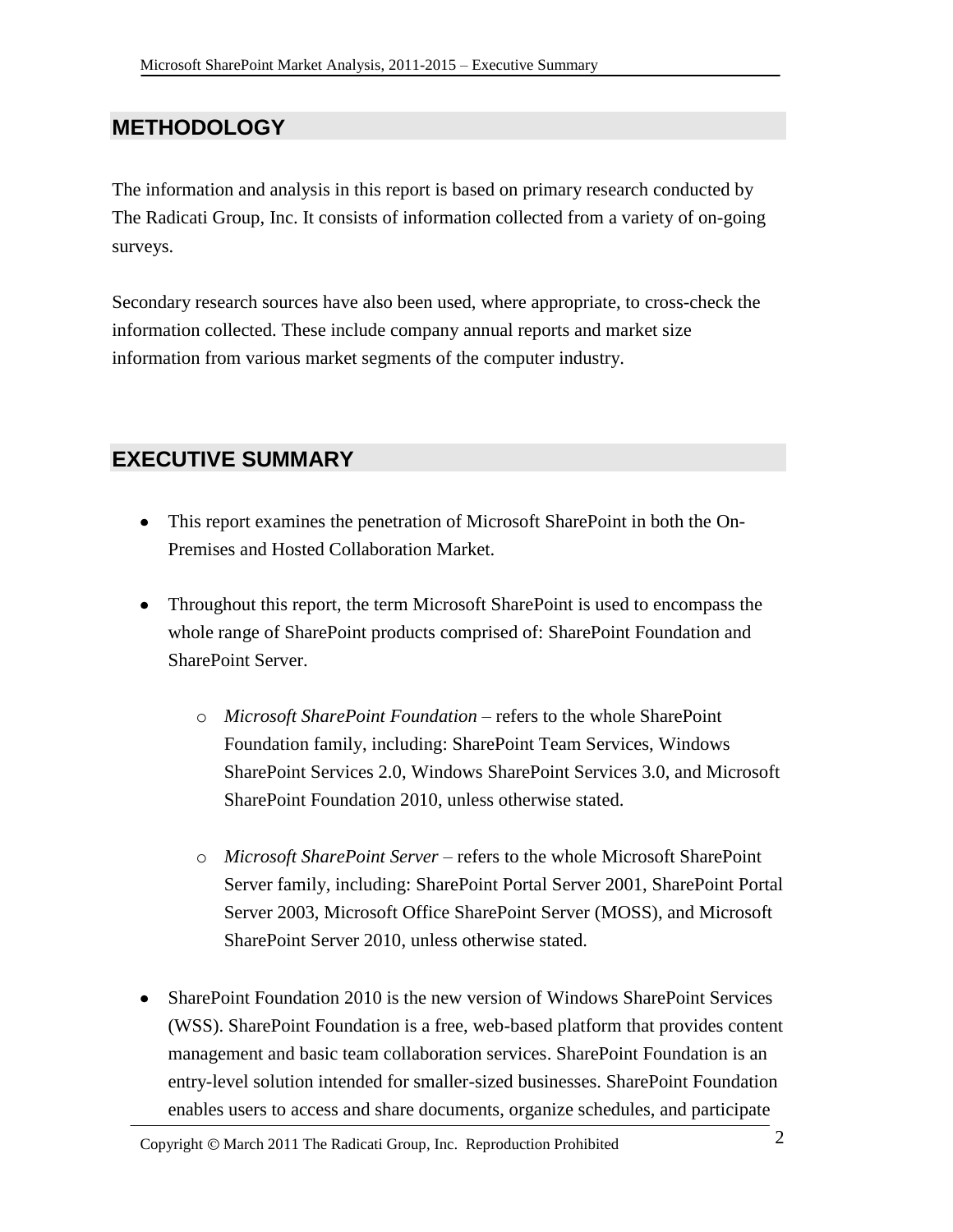## METHODOLOGY

The information and analysis in this report is based on primary research conducted by The Radicati Group, Inc. It consists of information collected from a variety of on-going surveys.

Secondary research sources have also been used, where appropriate, to cross-check the information collected. These include company annual reports and market size information from various market segments of the computer industry.

## EXECUTIVE SUMMARY

- This report examines the penetration of Microsoft SharePoint in both the On-Premises and Hosted Collaboration Market.

- Throughout this report, the term Microsoft SharePoint is used to encompass the whole range of SharePoint products comprised of: SharePoint Foundation and SharePoint Server.

    - *Microsoft SharePoint Foundation* – refers to the whole SharePoint Foundation family, including: SharePoint Team Services, Windows SharePoint Services 2.0, Windows SharePoint Services 3.0, and Microsoft SharePoint Foundation 2010, unless otherwise stated.

    - *Microsoft SharePoint Server* – refers to the whole Microsoft SharePoint Server family, including: SharePoint Portal Server 2001, SharePoint Portal Server 2003, Microsoft Office SharePoint Server (MOSS), and Microsoft SharePoint Server 2010, unless otherwise stated.

- SharePoint Foundation 2010 is the new version of Windows SharePoint Services (WSS). SharePoint Foundation is a free, web-based platform that provides content management and basic team collaboration services. SharePoint Foundation is an entry-level solution intended for smaller-sized businesses. SharePoint Foundation enables users to access and share documents, organize schedules, and participate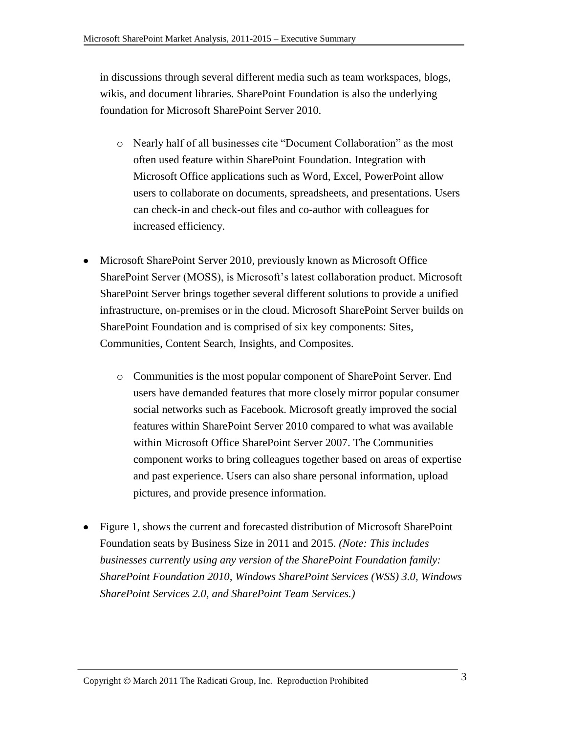in discussions through several different media such as team workspaces, blogs, wikis, and document libraries. SharePoint Foundation is also the underlying foundation for Microsoft SharePoint Server 2010.

  - Nearly half of all businesses cite "Document Collaboration" as the most often used feature within SharePoint Foundation. Integration with Microsoft Office applications such as Word, Excel, PowerPoint allow users to collaborate on documents, spreadsheets, and presentations. Users can check-in and check-out files and co-author with colleagues for increased efficiency.

- Microsoft SharePoint Server 2010, previously known as Microsoft Office SharePoint Server (MOSS), is Microsoft's latest collaboration product. Microsoft SharePoint Server brings together several different solutions to provide a unified infrastructure, on-premises or in the cloud. Microsoft SharePoint Server builds on SharePoint Foundation and is comprised of six key components: Sites, Communities, Content Search, Insights, and Composites.

  - Communities is the most popular component of SharePoint Server. End users have demanded features that more closely mirror popular consumer social networks such as Facebook. Microsoft greatly improved the social features within SharePoint Server 2010 compared to what was available within Microsoft Office SharePoint Server 2007. The Communities component works to bring colleagues together based on areas of expertise and past experience. Users can also share personal information, upload pictures, and provide presence information.

- Figure 1, shows the current and forecasted distribution of Microsoft SharePoint Foundation seats by Business Size in 2011 and 2015. *(Note: This includes businesses currently using any version of the SharePoint Foundation family: SharePoint Foundation 2010, Windows SharePoint Services (WSS) 3.0, Windows SharePoint Services 2.0, and SharePoint Team Services.)*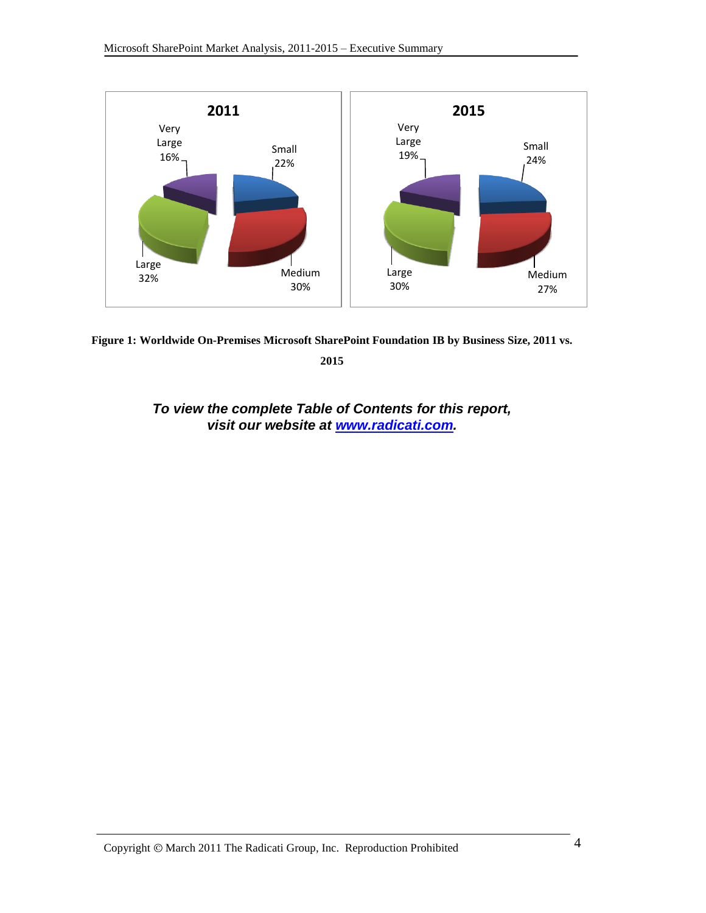2011

Very Large 16%

Small 22%

Large 32%

Medium 30%

2015

Very Large 19%

Small 24%

Large 30%

Medium 27%

**Figure 1: Worldwide On-Premises Microsoft SharePoint Foundation IB by Business Size, 2011 vs. 2015**

***To view the complete Table of Contents for this report, visit our website at [www.radicati.com](http://www.radicati.com).***